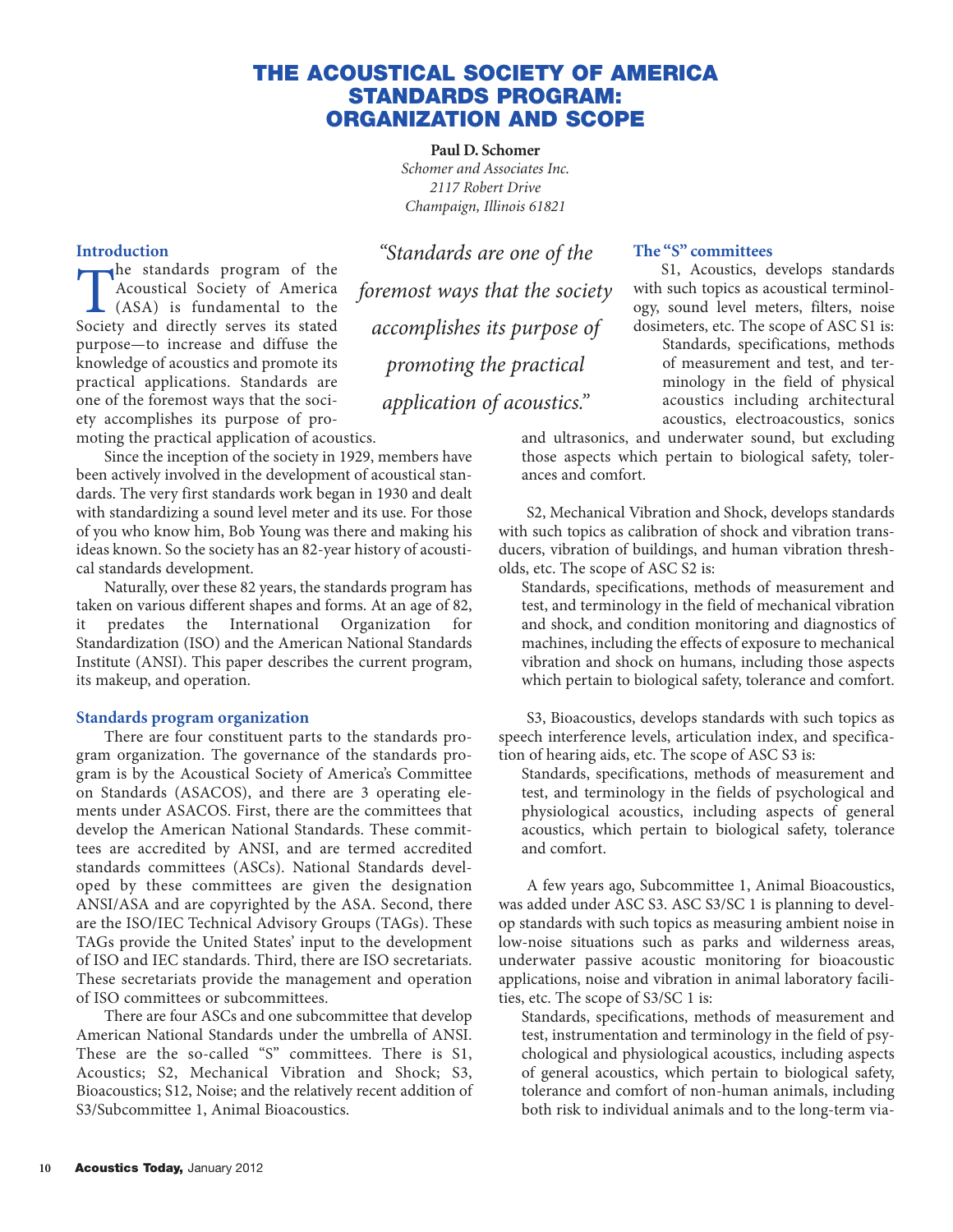# THE ACOUSTICAL SOCIETY OF AMERICA STANDARDS PROGRAM: ORGANIZATION AND SCOPE

**Paul D. Schomer**
*Schomer and Associates Inc.*
*2117 Robert Drive*
*Champaign, Illinois 61821*

## Introduction

The standards program of the Acoustical Society of America (ASA) is fundamental to the Society and directly serves its stated purpose—to increase and diffuse the knowledge of acoustics and promote its practical applications. Standards are one of the foremost ways that the society accomplishes its purpose of promoting the practical application of acoustics.

*"Standards are one of the foremost ways that the society accomplishes its purpose of promoting the practical application of acoustics."*

Since the inception of the society in 1929, members have been actively involved in the development of acoustical standards. The very first standards work began in 1930 and dealt with standardizing a sound level meter and its use. For those of you who know him, Bob Young was there and making his ideas known. So the society has an 82-year history of acoustical standards development.

Naturally, over these 82 years, the standards program has taken on various different shapes and forms. At an age of 82, it predates the International Organization for Standardization (ISO) and the American National Standards Institute (ANSI). This paper describes the current program, its makeup, and operation.

## Standards program organization

There are four constituent parts to the standards program organization. The governance of the standards program is by the Acoustical Society of America's Committee on Standards (ASACOS), and there are 3 operating elements under ASACOS. First, there are the committees that develop the American National Standards. These committees are accredited by ANSI, and are termed accredited standards committees (ASCs). National Standards developed by these committees are given the designation ANSI/ASA and are copyrighted by the ASA. Second, there are the ISO/IEC Technical Advisory Groups (TAGs). These TAGs provide the United States' input to the development of ISO and IEC standards. Third, there are ISO secretariats. These secretariats provide the management and operation of ISO committees or subcommittees.

There are four ASCs and one subcommittee that develop American National Standards under the umbrella of ANSI. These are the so-called "S" committees. There is S1, Acoustics; S2, Mechanical Vibration and Shock; S3, Bioacoustics; S12, Noise; and the relatively recent addition of S3/Subcommittee 1, Animal Bioacoustics.

## The "S" committees

S1, Acoustics, develops standards with such topics as acoustical terminology, sound level meters, filters, noise dosimeters, etc. The scope of ASC S1 is:

> Standards, specifications, methods of measurement and test, and terminology in the field of physical acoustics including architectural acoustics, electroacoustics, sonics and ultrasonics, and underwater sound, but excluding those aspects which pertain to biological safety, tolerances and comfort.

S2, Mechanical Vibration and Shock, develops standards with such topics as calibration of shock and vibration transducers, vibration of buildings, and human vibration thresholds, etc. The scope of ASC S2 is:

> Standards, specifications, methods of measurement and test, and terminology in the field of mechanical vibration and shock, and condition monitoring and diagnostics of machines, including the effects of exposure to mechanical vibration and shock on humans, including those aspects which pertain to biological safety, tolerance and comfort.

S3, Bioacoustics, develops standards with such topics as speech interference levels, articulation index, and specification of hearing aids, etc. The scope of ASC S3 is:

> Standards, specifications, methods of measurement and test, and terminology in the fields of psychological and physiological acoustics, including aspects of general acoustics, which pertain to biological safety, tolerance and comfort.

A few years ago, Subcommittee 1, Animal Bioacoustics, was added under ASC S3. ASC S3/SC 1 is planning to develop standards with such topics as measuring ambient noise in low-noise situations such as parks and wilderness areas, underwater passive acoustic monitoring for bioacoustic applications, noise and vibration in animal laboratory facilities, etc. The scope of S3/SC 1 is:

> Standards, specifications, methods of measurement and test, instrumentation and terminology in the field of psychological and physiological acoustics, including aspects of general acoustics, which pertain to biological safety, tolerance and comfort of non-human animals, including both risk to individual animals and to the long-term via-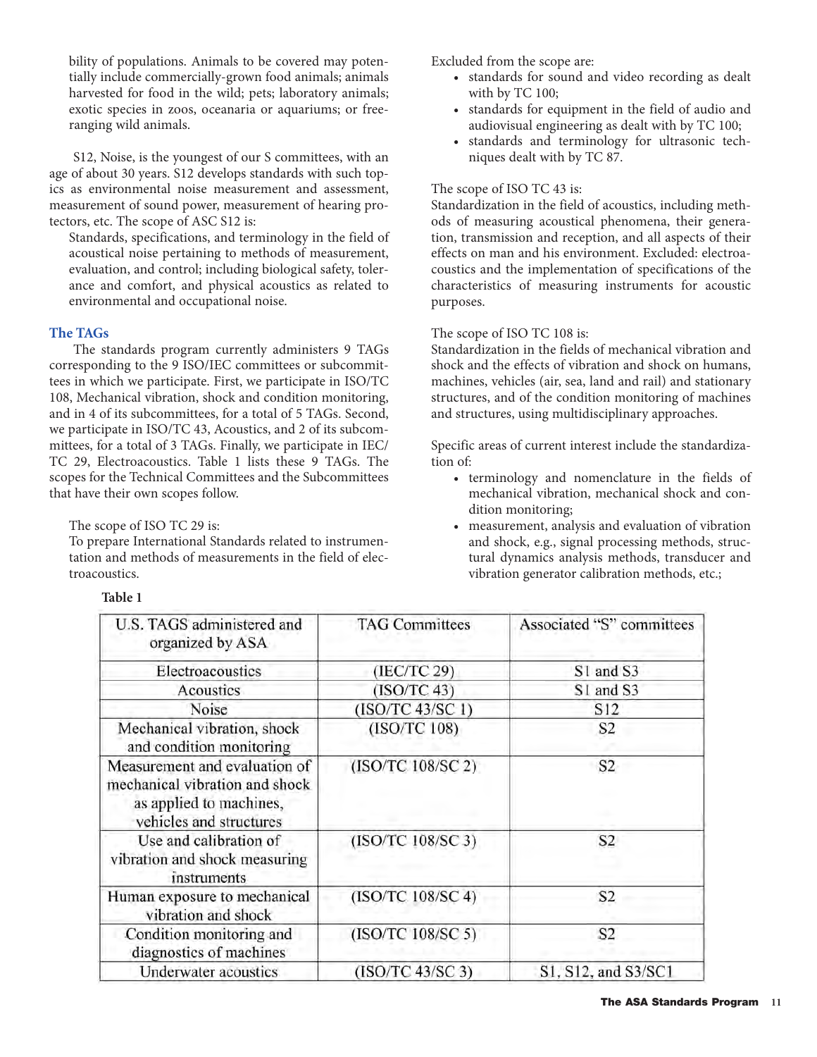bility of populations. Animals to be covered may potentially include commercially-grown food animals; animals harvested for food in the wild; pets; laboratory animals; exotic species in zoos, oceanaria or aquariums; or free-ranging wild animals.

S12, Noise, is the youngest of our S committees, with an age of about 30 years. S12 develops standards with such topics as environmental noise measurement and assessment, measurement of sound power, measurement of hearing protectors, etc. The scope of ASC S12 is:

> Standards, specifications, and terminology in the field of acoustical noise pertaining to methods of measurement, evaluation, and control; including biological safety, tolerance and comfort, and physical acoustics as related to environmental and occupational noise.

### The TAGs

The standards program currently administers 9 TAGs corresponding to the 9 ISO/IEC committees or subcommittees in which we participate. First, we participate in ISO/TC 108, Mechanical vibration, shock and condition monitoring, and in 4 of its subcommittees, for a total of 5 TAGs. Second, we participate in ISO/TC 43, Acoustics, and 2 of its subcommittees, for a total of 3 TAGs. Finally, we participate in IEC/TC 29, Electroacoustics. Table 1 lists these 9 TAGs. The scopes for the Technical Committees and the Subcommittees that have their own scopes follow.

The scope of ISO TC 29 is:
To prepare International Standards related to instrumentation and methods of measurements in the field of electroacoustics.

Excluded from the scope are:

- standards for sound and video recording as dealt with by TC 100;
- standards for equipment in the field of audio and audiovisual engineering as dealt with by TC 100;
- standards and terminology for ultrasonic techniques dealt with by TC 87.

The scope of ISO TC 43 is:
Standardization in the field of acoustics, including methods of measuring acoustical phenomena, their generation, transmission and reception, and all aspects of their effects on man and his environment. Excluded: electroacoustics and the implementation of specifications of the characteristics of measuring instruments for acoustic purposes.

The scope of ISO TC 108 is:
Standardization in the fields of mechanical vibration and shock and the effects of vibration and shock on humans, machines, vehicles (air, sea, land and rail) and stationary structures, and of the condition monitoring of machines and structures, using multidisciplinary approaches.

Specific areas of current interest include the standardization of:

- terminology and nomenclature in the fields of mechanical vibration, mechanical shock and condition monitoring;
- measurement, analysis and evaluation of vibration and shock, e.g., signal processing methods, structural dynamics analysis methods, transducer and vibration generator calibration methods, etc.;

**Table 1**

| U.S. TAGS administered and organized by ASA | TAG Committees | Associated "S" committees |
|---|---|---|
| Electroacoustics | (IEC/TC 29) | S1 and S3 |
| Acoustics | (ISO/TC 43) | S1 and S3 |
| Noise | (ISO/TC 43/SC 1) | S12 |
| Mechanical vibration, shock and condition monitoring | (ISO/TC 108) | S2 |
| Measurement and evaluation of mechanical vibration and shock as applied to machines, vehicles and structures | (ISO/TC 108/SC 2) | S2 |
| Use and calibration of vibration and shock measuring instruments | (ISO/TC 108/SC 3) | S2 |
| Human exposure to mechanical vibration and shock | (ISO/TC 108/SC 4) | S2 |
| Condition monitoring and diagnostics of machines | (ISO/TC 108/SC 5) | S2 |
| Underwater acoustics | (ISO/TC 43/SC 3) | S1, S12, and S3/SC1 |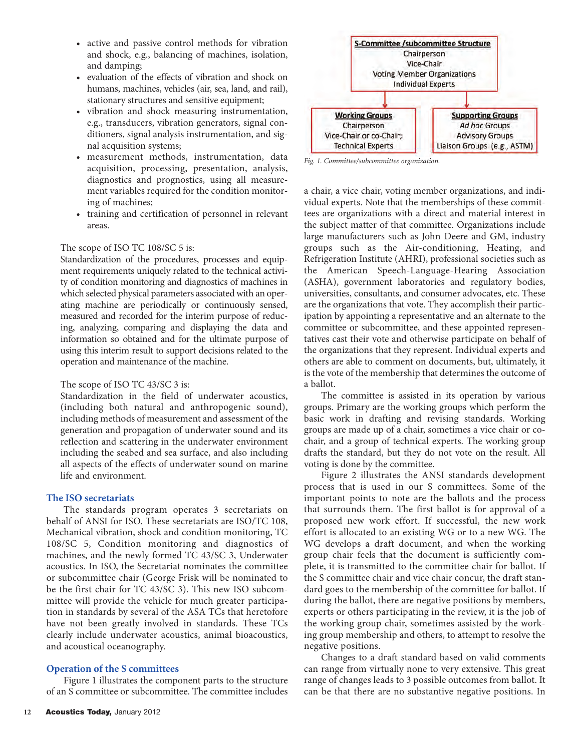- active and passive control methods for vibration and shock, e.g., balancing of machines, isolation, and damping;
- evaluation of the effects of vibration and shock on humans, machines, vehicles (air, sea, land, and rail), stationary structures and sensitive equipment;
- vibration and shock measuring instrumentation, e.g., transducers, vibration generators, signal conditioners, signal analysis instrumentation, and signal acquisition systems;
- measurement methods, instrumentation, data acquisition, processing, presentation, analysis, diagnostics and prognostics, using all measurement variables required for the condition monitoring of machines;
- training and certification of personnel in relevant areas.

The scope of ISO TC 108/SC 5 is:
Standardization of the procedures, processes and equipment requirements uniquely related to the technical activity of condition monitoring and diagnostics of machines in which selected physical parameters associated with an operating machine are periodically or continuously sensed, measured and recorded for the interim purpose of reducing, analyzing, comparing and displaying the data and information so obtained and for the ultimate purpose of using this interim result to support decisions related to the operation and maintenance of the machine.

The scope of ISO TC 43/SC 3 is:
Standardization in the field of underwater acoustics, (including both natural and anthropogenic sound), including methods of measurement and assessment of the generation and propagation of underwater sound and its reflection and scattering in the underwater environment including the seabed and sea surface, and also including all aspects of the effects of underwater sound on marine life and environment.

## The ISO secretariats

The standards program operates 3 secretariats on behalf of ANSI for ISO. These secretariats are ISO/TC 108, Mechanical vibration, shock and condition monitoring, TC 108/SC 5, Condition monitoring and diagnostics of machines, and the newly formed TC 43/SC 3, Underwater acoustics. In ISO, the Secretariat nominates the committee or subcommittee chair (George Frisk will be nominated to be the first chair for TC 43/SC 3). This new ISO subcommittee will provide the vehicle for much greater participation in standards by several of the ASA TCs that heretofore have not been greatly involved in standards. These TCs clearly include underwater acoustics, animal bioacoustics, and acoustical oceanography.

## Operation of the S committees

Figure 1 illustrates the component parts to the structure of an S committee or subcommittee. The committee includes a chair, a vice chair, voting member organizations, and individual experts. Note that the memberships of these committees are organizations with a direct and material interest in the subject matter of that committee. Organizations include large manufacturers such as John Deere and GM, industry groups such as the Air-conditioning, Heating, and Refrigeration Institute (AHRI), professional societies such as the American Speech-Language-Hearing Association (ASHA), government laboratories and regulatory bodies, universities, consultants, and consumer advocates, etc. These are the organizations that vote. They accomplish their participation by appointing a representative and an alternate to the committee or subcommittee, and these appointed representatives cast their vote and otherwise participate on behalf of the organizations that they represent. Individual experts and others are able to comment on documents, but, ultimately, it is the vote of the membership that determines the outcome of a ballot.

S-Committee /subcommittee Structure
Chairperson
Vice-Chair
Voting Member Organizations
Individual Experts

Working Groups
Chairperson
Vice-Chair or co-Chair;
Technical Experts

Supporting Groups
*Ad hoc* Groups
Advisory Groups
Liaison Groups (e.g., ASTM)

*Fig. 1. Committee/subcommittee organization.*

The committee is assisted in its operation by various groups. Primary are the working groups which perform the basic work in drafting and revising standards. Working groups are made up of a chair, sometimes a vice chair or co-chair, and a group of technical experts. The working group drafts the standard, but they do not vote on the result. All voting is done by the committee.

Figure 2 illustrates the ANSI standards development process that is used in our S committees. Some of the important points to note are the ballots and the process that surrounds them. The first ballot is for approval of a proposed new work effort. If successful, the new work effort is allocated to an existing WG or to a new WG. The WG develops a draft document, and when the working group chair feels that the document is sufficiently complete, it is transmitted to the committee chair for ballot. If the S committee chair and vice chair concur, the draft standard goes to the membership of the committee for ballot. If during the ballot, there are negative positions by members, experts or others participating in the review, it is the job of the working group chair, sometimes assisted by the working group membership and others, to attempt to resolve the negative positions.

Changes to a draft standard based on valid comments can range from virtually none to very extensive. This great range of changes leads to 3 possible outcomes from ballot. It can be that there are no substantive negative positions. In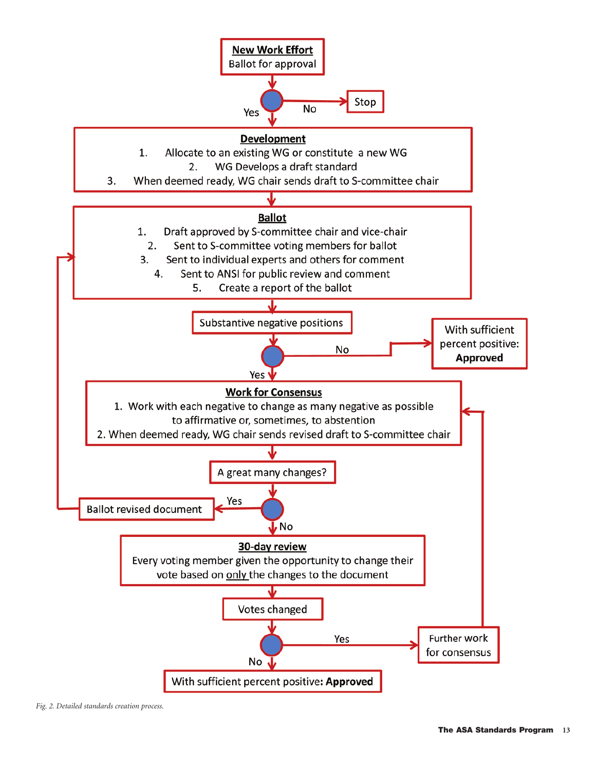**New Work Effort**
Ballot for approval

Yes / No → Stop

**Development**

1. Allocate to an existing WG or constitute a new WG
2. WG Develops a draft standard
3. When deemed ready, WG chair sends draft to S-committee chair

**Ballot**

1. Draft approved by S-committee chair and vice-chair
2. Sent to S-committee voting members for ballot
3. Sent to individual experts and others for comment
4. Sent to ANSI for public review and comment
5. Create a report of the ballot

Substantive negative positions

No → With sufficient percent positive: **Approved**

Yes

**Work for Consensus**

1. Work with each negative to change as many negative as possible to affirmative or, sometimes, to abstention
2. When deemed ready, WG chair sends revised draft to S-committee chair

A great many changes?

Yes → Ballot revised document

No

**30-day review**

Every voting member given the opportunity to change their vote based on only the changes to the document

Votes changed

Yes → Further work for consensus

No

With sufficient percent positive: **Approved**

*Fig. 2. Detailed standards creation process.*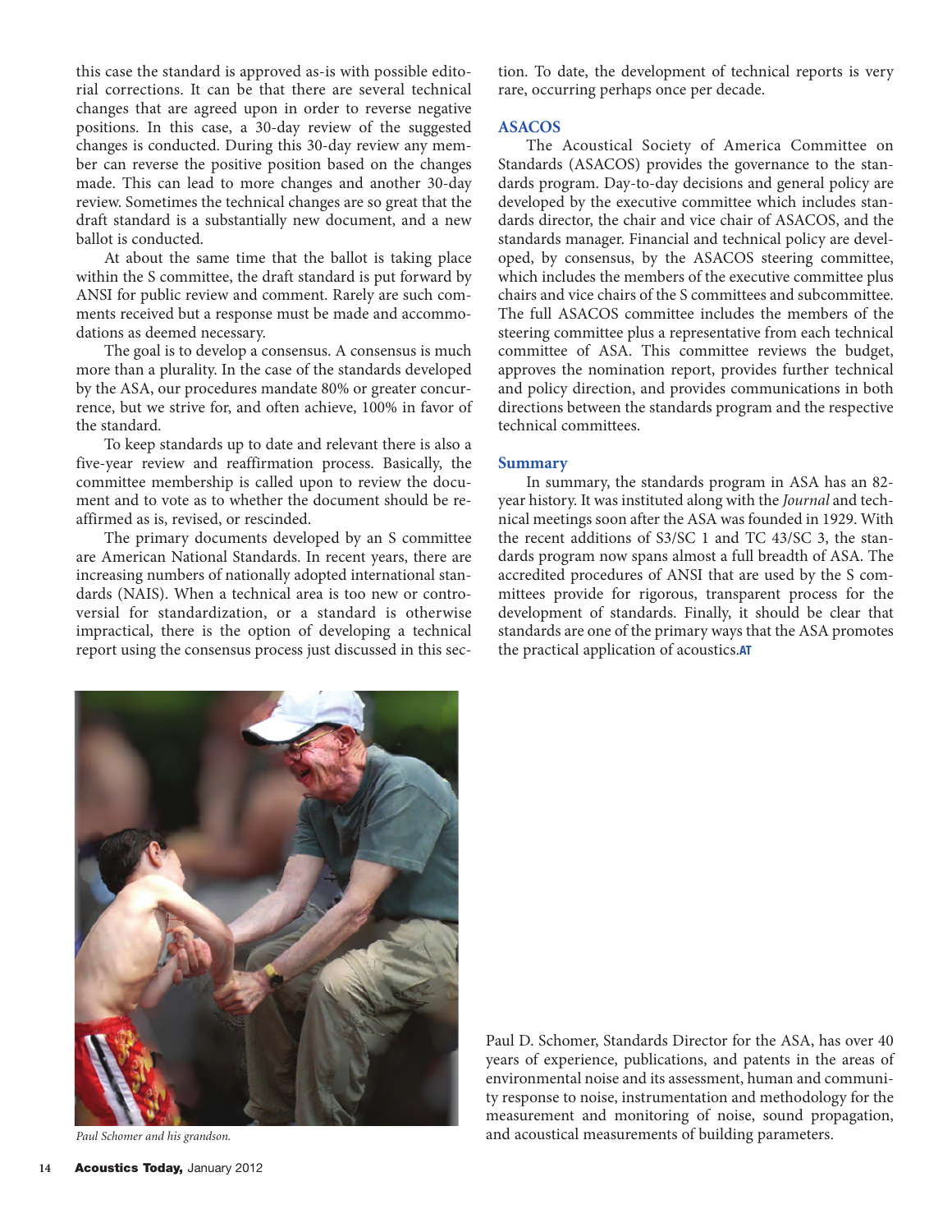this case the standard is approved as-is with possible editorial corrections. It can be that there are several technical changes that are agreed upon in order to reverse negative positions. In this case, a 30-day review of the suggested changes is conducted. During this 30-day review any member can reverse the positive position based on the changes made. This can lead to more changes and another 30-day review. Sometimes the technical changes are so great that the draft standard is a substantially new document, and a new ballot is conducted.

At about the same time that the ballot is taking place within the S committee, the draft standard is put forward by ANSI for public review and comment. Rarely are such comments received but a response must be made and accommodations as deemed necessary.

The goal is to develop a consensus. A consensus is much more than a plurality. In the case of the standards developed by the ASA, our procedures mandate 80% or greater concurrence, but we strive for, and often achieve, 100% in favor of the standard.

To keep standards up to date and relevant there is also a five-year review and reaffirmation process. Basically, the committee membership is called upon to review the document and to vote as to whether the document should be reaffirmed as is, revised, or rescinded.

The primary documents developed by an S committee are American National Standards. In recent years, there are increasing numbers of nationally adopted international standards (NAIS). When a technical area is too new or controversial for standardization, or a standard is otherwise impractical, there is the option of developing a technical report using the consensus process just discussed in this section. To date, the development of technical reports is very rare, occurring perhaps once per decade.

## ASACOS

The Acoustical Society of America Committee on Standards (ASACOS) provides the governance to the standards program. Day-to-day decisions and general policy are developed by the executive committee which includes standards director, the chair and vice chair of ASACOS, and the standards manager. Financial and technical policy are developed, by consensus, by the ASACOS steering committee, which includes the members of the executive committee plus chairs and vice chairs of the S committees and subcommittee. The full ASACOS committee includes the members of the steering committee plus a representative from each technical committee of ASA. This committee reviews the budget, approves the nomination report, provides further technical and policy direction, and provides communications in both directions between the standards program and the respective technical committees.

## Summary

In summary, the standards program in ASA has an 82-year history. It was instituted along with the *Journal* and technical meetings soon after the ASA was founded in 1929. With the recent additions of S3/SC 1 and TC 43/SC 3, the standards program now spans almost a full breadth of ASA. The accredited procedures of ANSI that are used by the S committees provide for rigorous, transparent process for the development of standards. Finally, it should be clear that standards are one of the primary ways that the ASA promotes the practical application of acoustics.

*Paul Schomer and his grandson.*

Paul D. Schomer, Standards Director for the ASA, has over 40 years of experience, publications, and patents in the areas of environmental noise and its assessment, human and community response to noise, instrumentation and methodology for the measurement and monitoring of noise, sound propagation, and acoustical measurements of building parameters.